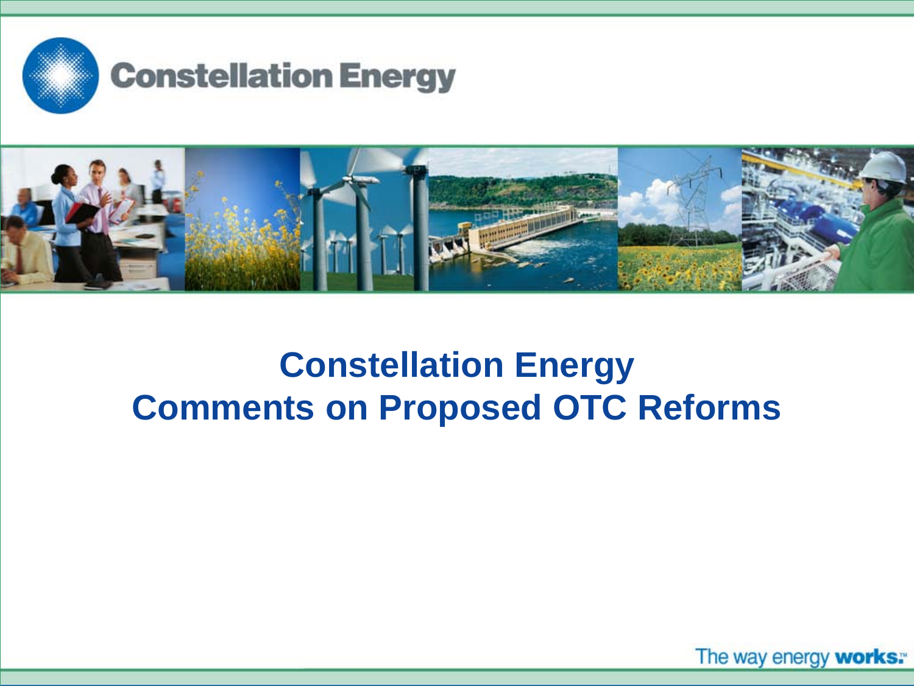Constellation Energy

# Constellation Energy
# Comments on Proposed OTC Reforms

The way energy **works.**™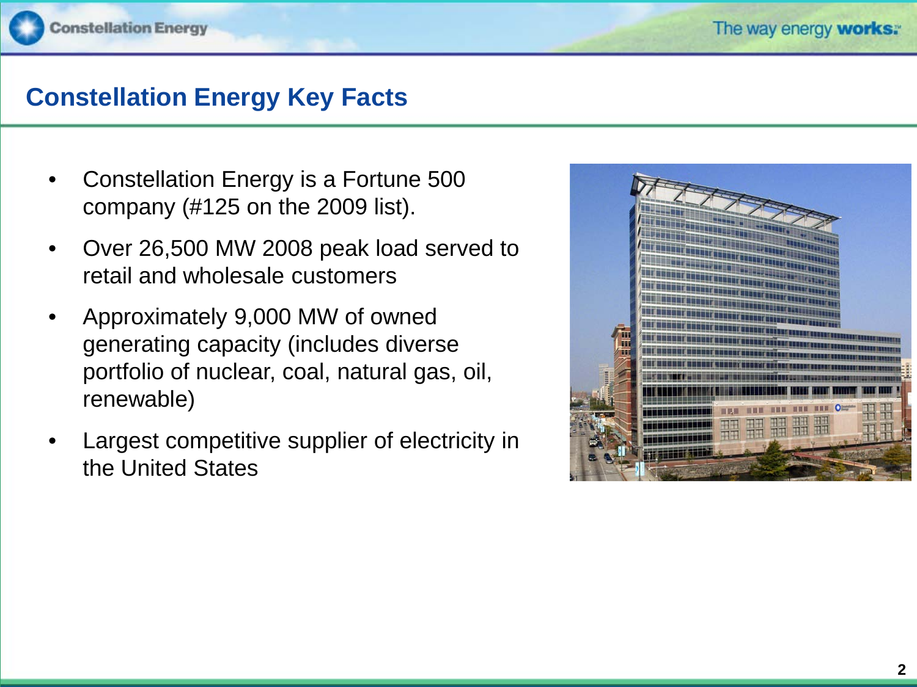# Constellation Energy Key Facts

- Constellation Energy is a Fortune 500 company (#125 on the 2009 list).
- Over 26,500 MW 2008 peak load served to retail and wholesale customers
- Approximately 9,000 MW of owned generating capacity (includes diverse portfolio of nuclear, coal, natural gas, oil, renewable)
- Largest competitive supplier of electricity in the United States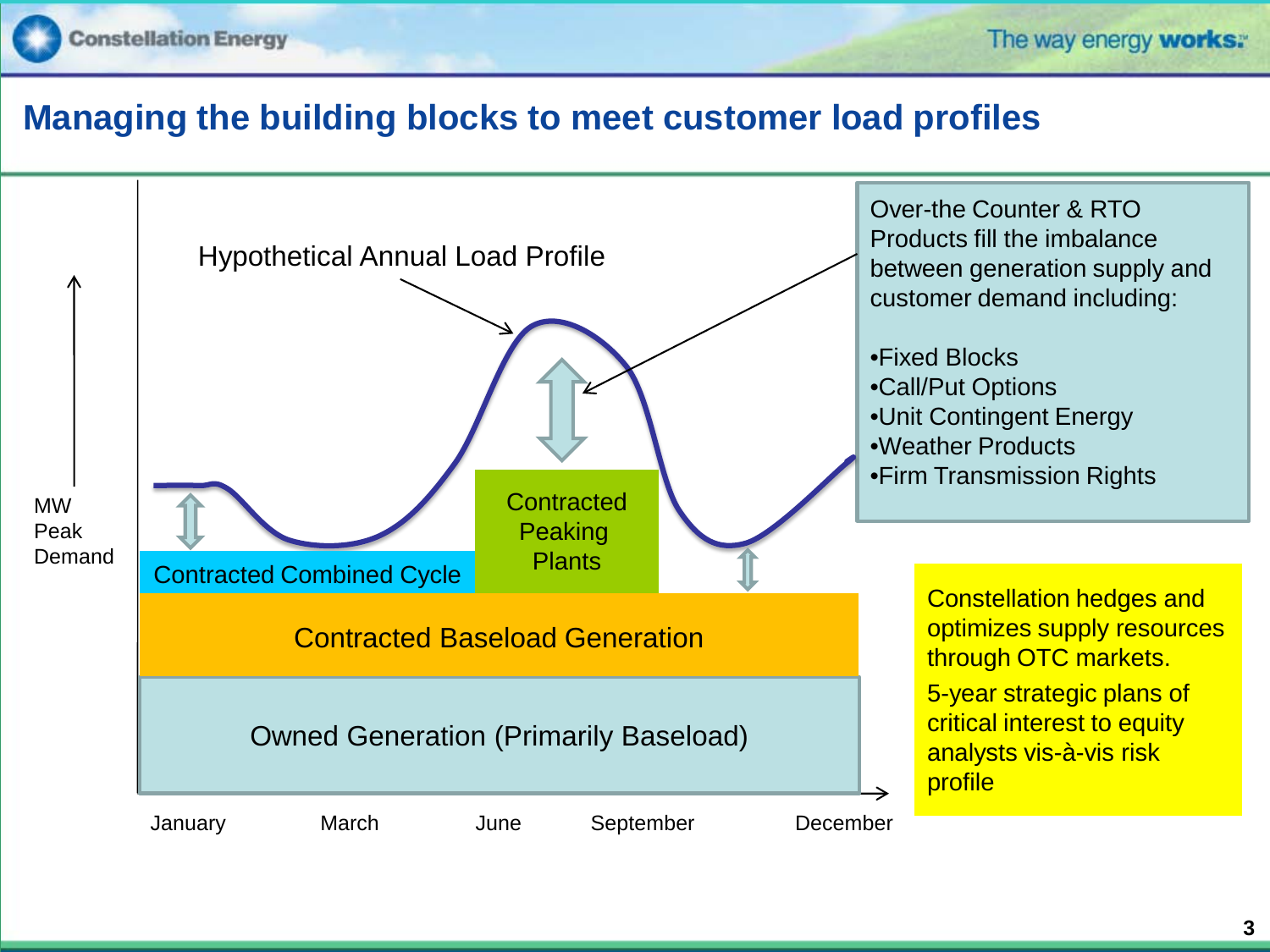# Managing the building blocks to meet customer load profiles

Hypothetical Annual Load Profile

MW Peak Demand

Contracted Combined Cycle

Contracted Peaking Plants

Contracted Baseload Generation

Owned Generation (Primarily Baseload)

January March June September December

Over-the Counter & RTO Products fill the imbalance between generation supply and customer demand including:

- Fixed Blocks
- Call/Put Options
- Unit Contingent Energy
- Weather Products
- Firm Transmission Rights

Constellation hedges and optimizes supply resources through OTC markets.

5-year strategic plans of critical interest to equity analysts vis-à-vis risk profile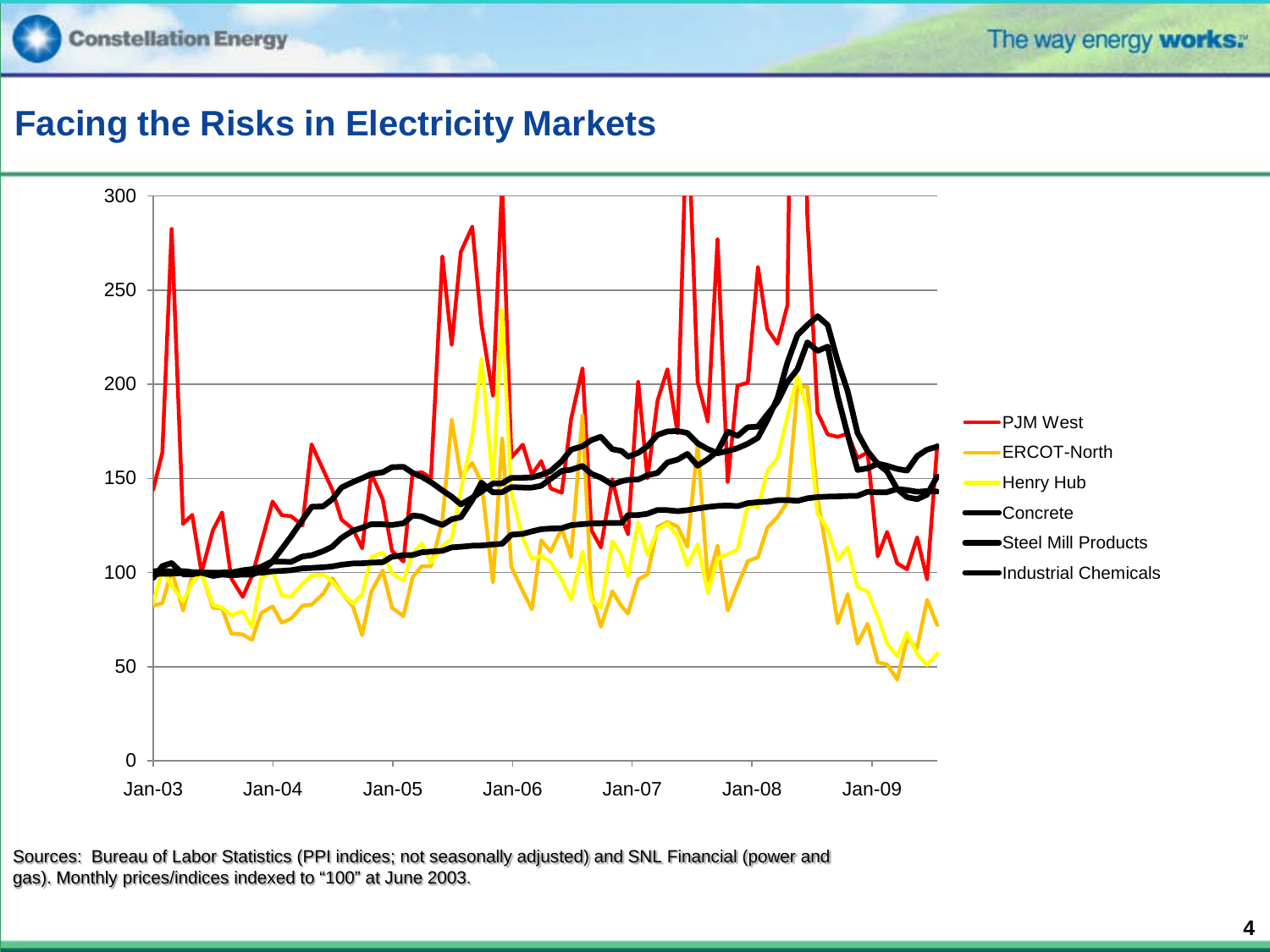## Facing the Risks in Electricity Markets

Sources: Bureau of Labor Statistics (PPI indices; not seasonally adjusted) and SNL Financial (power and gas). Monthly prices/indices indexed to "100" at June 2003.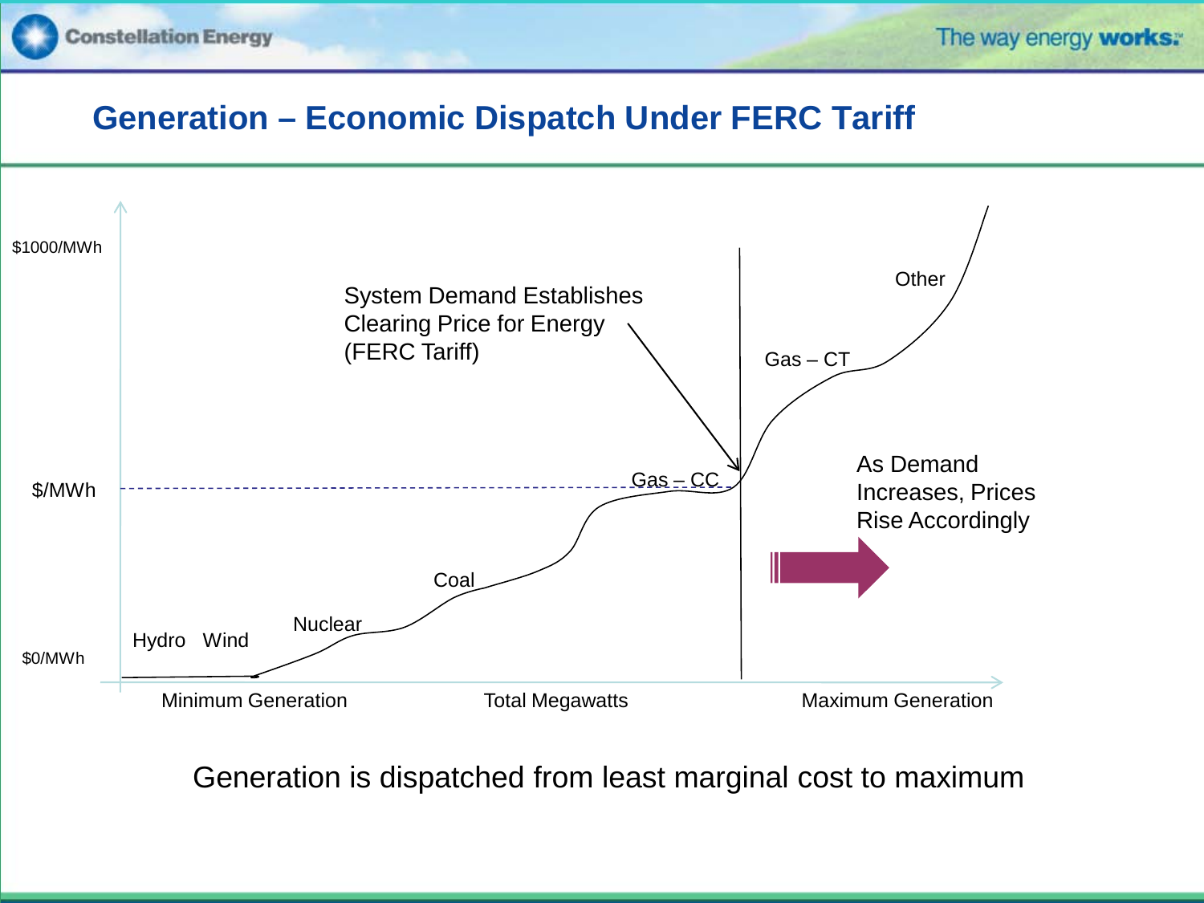# Generation – Economic Dispatch Under FERC Tariff

$1000/MWh

System Demand Establishes Clearing Price for Energy (FERC Tariff)

Other

Gas – CT

As Demand Increases, Prices Rise Accordingly

$/MWh

Gas – CC

Coal

Nuclear

Hydro Wind

$0/MWh

Minimum Generation

Total Megawatts

Maximum Generation

Generation is dispatched from least marginal cost to maximum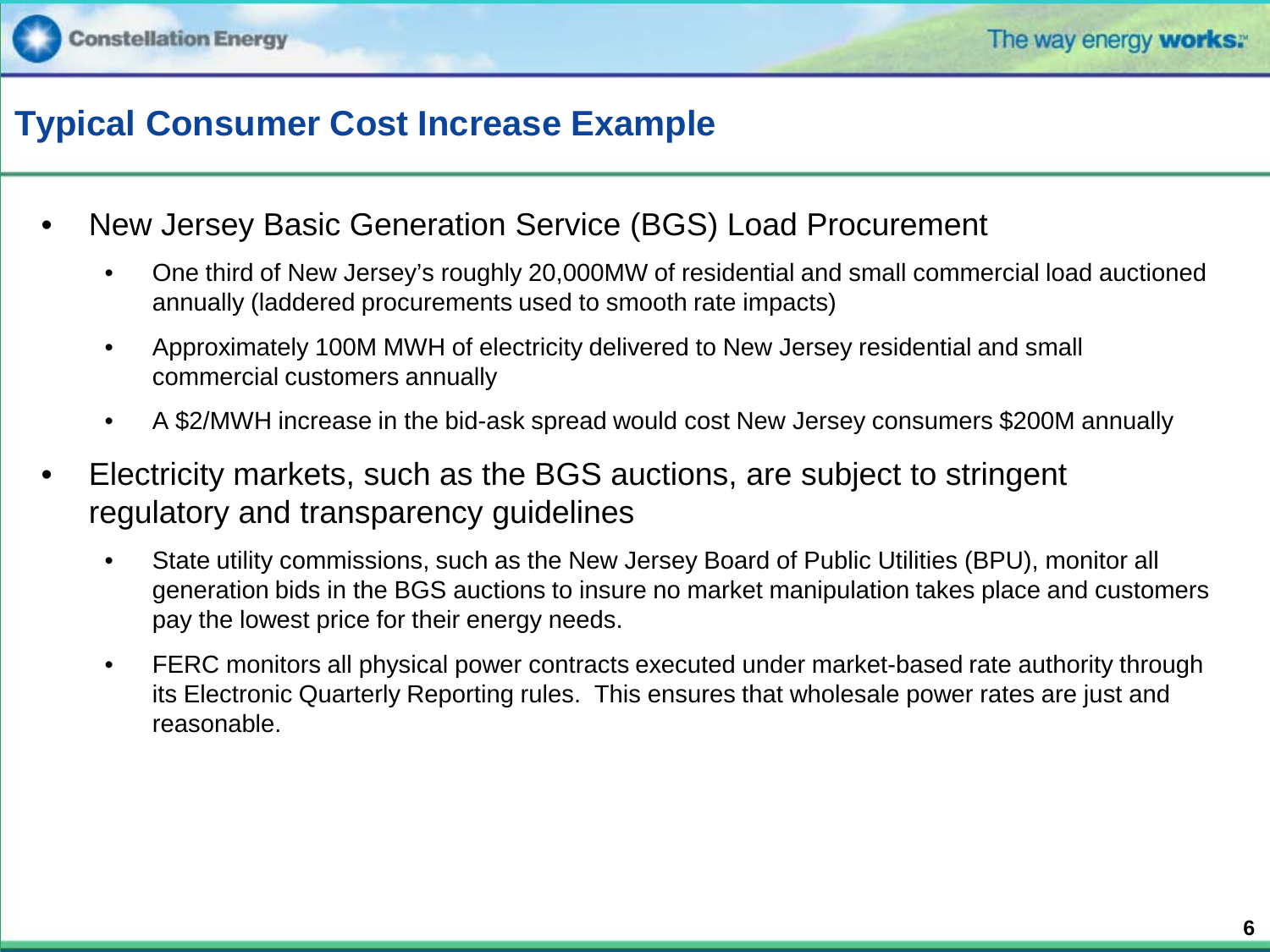# Typical Consumer Cost Increase Example

- New Jersey Basic Generation Service (BGS) Load Procurement
  - One third of New Jersey's roughly 20,000MW of residential and small commercial load auctioned annually (laddered procurements used to smooth rate impacts)
  - Approximately 100M MWH of electricity delivered to New Jersey residential and small commercial customers annually
  - A $2/MWH increase in the bid-ask spread would cost New Jersey consumers $200M annually
- Electricity markets, such as the BGS auctions, are subject to stringent regulatory and transparency guidelines
  - State utility commissions, such as the New Jersey Board of Public Utilities (BPU), monitor all generation bids in the BGS auctions to insure no market manipulation takes place and customers pay the lowest price for their energy needs.
  - FERC monitors all physical power contracts executed under market-based rate authority through its Electronic Quarterly Reporting rules. This ensures that wholesale power rates are just and reasonable.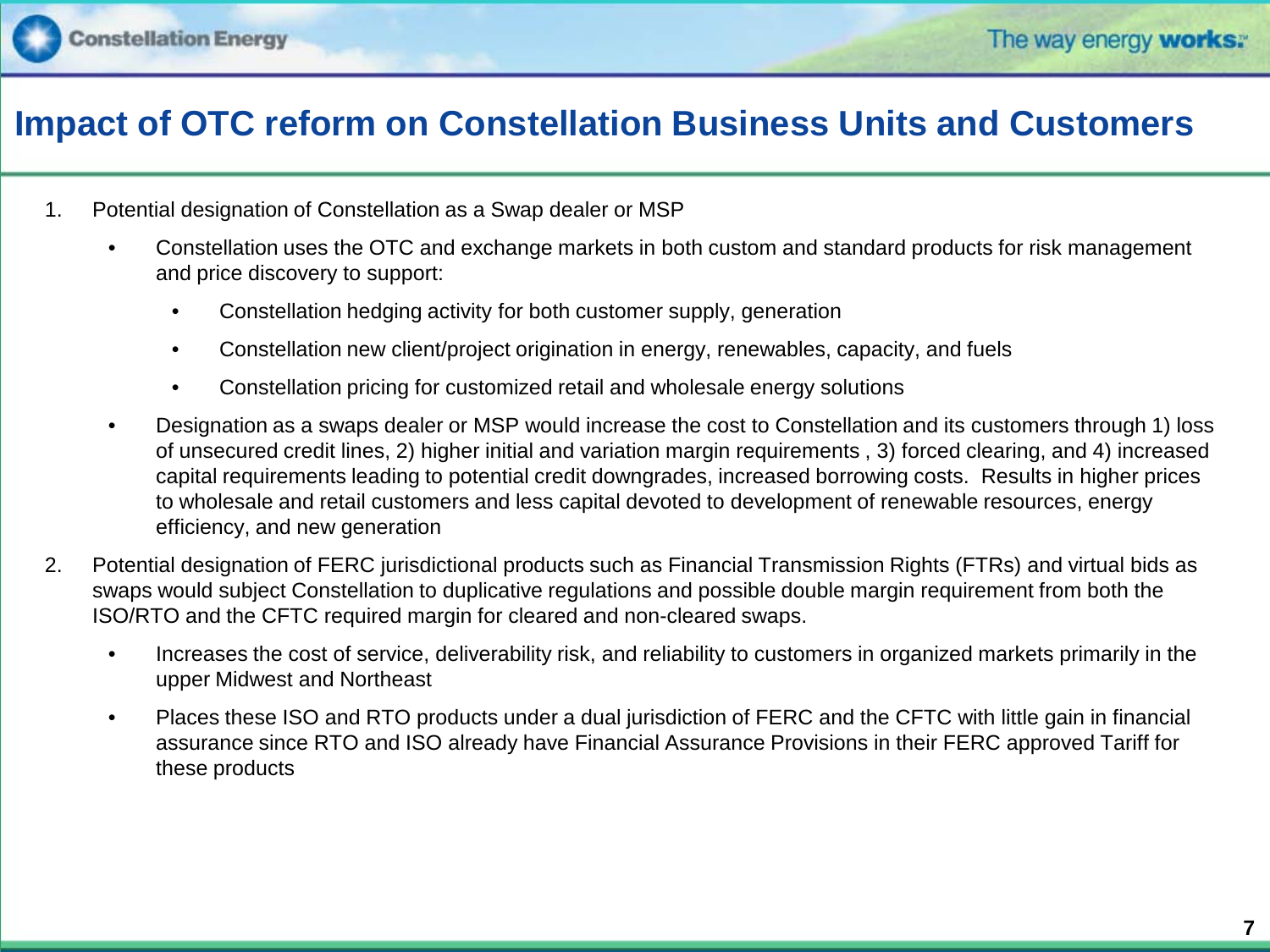# Impact of OTC reform on Constellation Business Units and Customers

1. Potential designation of Constellation as a Swap dealer or MSP
   - Constellation uses the OTC and exchange markets in both custom and standard products for risk management and price discovery to support:
     - Constellation hedging activity for both customer supply, generation
     - Constellation new client/project origination in energy, renewables, capacity, and fuels
     - Constellation pricing for customized retail and wholesale energy solutions
   - Designation as a swaps dealer or MSP would increase the cost to Constellation and its customers through 1) loss of unsecured credit lines, 2) higher initial and variation margin requirements , 3) forced clearing, and 4) increased capital requirements leading to potential credit downgrades, increased borrowing costs. Results in higher prices to wholesale and retail customers and less capital devoted to development of renewable resources, energy efficiency, and new generation
2. Potential designation of FERC jurisdictional products such as Financial Transmission Rights (FTRs) and virtual bids as swaps would subject Constellation to duplicative regulations and possible double margin requirement from both the ISO/RTO and the CFTC required margin for cleared and non-cleared swaps.
   - Increases the cost of service, deliverability risk, and reliability to customers in organized markets primarily in the upper Midwest and Northeast
   - Places these ISO and RTO products under a dual jurisdiction of FERC and the CFTC with little gain in financial assurance since RTO and ISO already have Financial Assurance Provisions in their FERC approved Tariff for these products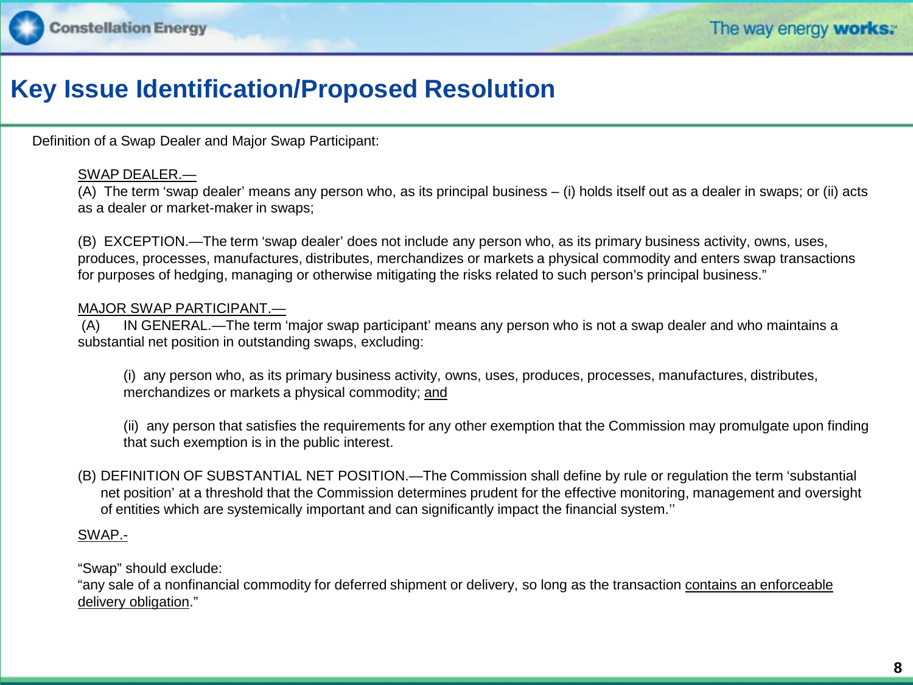# Key Issue Identification/Proposed Resolution

Definition of a Swap Dealer and Major Swap Participant:

<u>SWAP DEALER.—</u>

(A) The term 'swap dealer' means any person who, as its principal business – (i) holds itself out as a dealer in swaps; or (ii) acts as a dealer or market-maker in swaps;

(B) EXCEPTION.—The term 'swap dealer' does not include any person who, as its primary business activity, owns, uses, produces, processes, manufactures, distributes, merchandizes or markets a physical commodity and enters swap transactions for purposes of hedging, managing or otherwise mitigating the risks related to such person's principal business."

<u>MAJOR SWAP PARTICIPANT.—</u>

(A) IN GENERAL.—The term 'major swap participant' means any person who is not a swap dealer and who maintains a substantial net position in outstanding swaps, excluding:

(i) any person who, as its primary business activity, owns, uses, produces, processes, manufactures, distributes, merchandizes or markets a physical commodity; <u>and</u>

(ii) any person that satisfies the requirements for any other exemption that the Commission may promulgate upon finding that such exemption is in the public interest.

(B) DEFINITION OF SUBSTANTIAL NET POSITION.—The Commission shall define by rule or regulation the term 'substantial net position' at a threshold that the Commission determines prudent for the effective monitoring, management and oversight of entities which are systemically important and can significantly impact the financial system.''

<u>SWAP.-</u>

"Swap" should exclude:

"any sale of a nonfinancial commodity for deferred shipment or delivery, so long as the transaction <u>contains an enforceable delivery obligation</u>."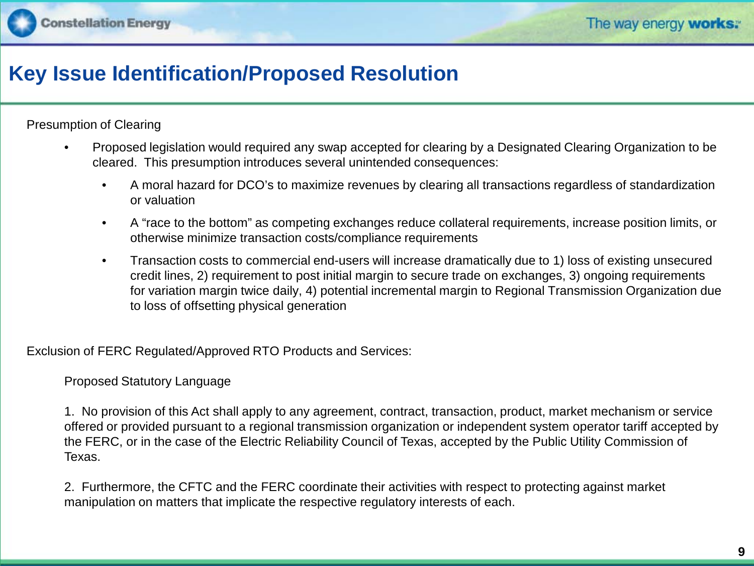# Key Issue Identification/Proposed Resolution

Presumption of Clearing

- Proposed legislation would required any swap accepted for clearing by a Designated Clearing Organization to be cleared. This presumption introduces several unintended consequences:
  - A moral hazard for DCO's to maximize revenues by clearing all transactions regardless of standardization or valuation
  - A "race to the bottom" as competing exchanges reduce collateral requirements, increase position limits, or otherwise minimize transaction costs/compliance requirements
  - Transaction costs to commercial end-users will increase dramatically due to 1) loss of existing unsecured credit lines, 2) requirement to post initial margin to secure trade on exchanges, 3) ongoing requirements for variation margin twice daily, 4) potential incremental margin to Regional Transmission Organization due to loss of offsetting physical generation

Exclusion of FERC Regulated/Approved RTO Products and Services:

Proposed Statutory Language

1. No provision of this Act shall apply to any agreement, contract, transaction, product, market mechanism or service offered or provided pursuant to a regional transmission organization or independent system operator tariff accepted by the FERC, or in the case of the Electric Reliability Council of Texas, accepted by the Public Utility Commission of Texas.

2. Furthermore, the CFTC and the FERC coordinate their activities with respect to protecting against market manipulation on matters that implicate the respective regulatory interests of each.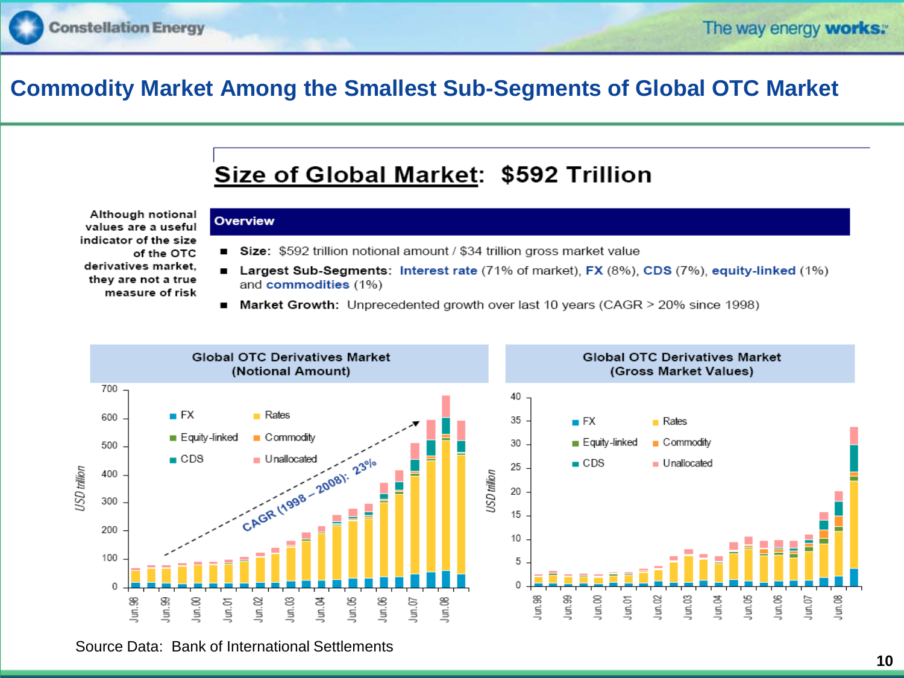# Commodity Market Among the Smallest Sub-Segments of Global OTC Market

## Size of Global Market: $592 Trillion

Although notional values are a useful indicator of the size of the OTC derivatives market, they are not a true measure of risk

**Overview**

- **Size:** $592 trillion notional amount / $34 trillion gross market value
- **Largest Sub-Segments:** **Interest rate** (71% of market), **FX** (8%), **CDS** (7%), **equity-linked** (1%) and **commodities** (1%)
- **Market Growth:** Unprecedented growth over last 10 years (CAGR > 20% since 1998)

**Global OTC Derivatives Market (Notional Amount)**

USD trillion

0
100
200
300
400
500
600
700

FX
Rates
Equity-linked
Commodity
CDS
Unallocated

CAGR (1998 – 2008): 23%

Jun.98
Jun.99
Jun.00
Jun.01
Jun.02
Jun.03
Jun.04
Jun.05
Jun.06
Jun.07
Jun.08

**Global OTC Derivatives Market (Gross Market Values)**

USD trillion

0
5
10
15
20
25
30
35
40

FX
Rates
Equity-linked
Commodity
CDS
Unallocated

Jun.98
Jun.99
Jun.00
Jun.01
Jun.02
Jun.03
Jun.04
Jun.05
Jun.06
Jun.07
Jun.08

Source Data: Bank of International Settlements